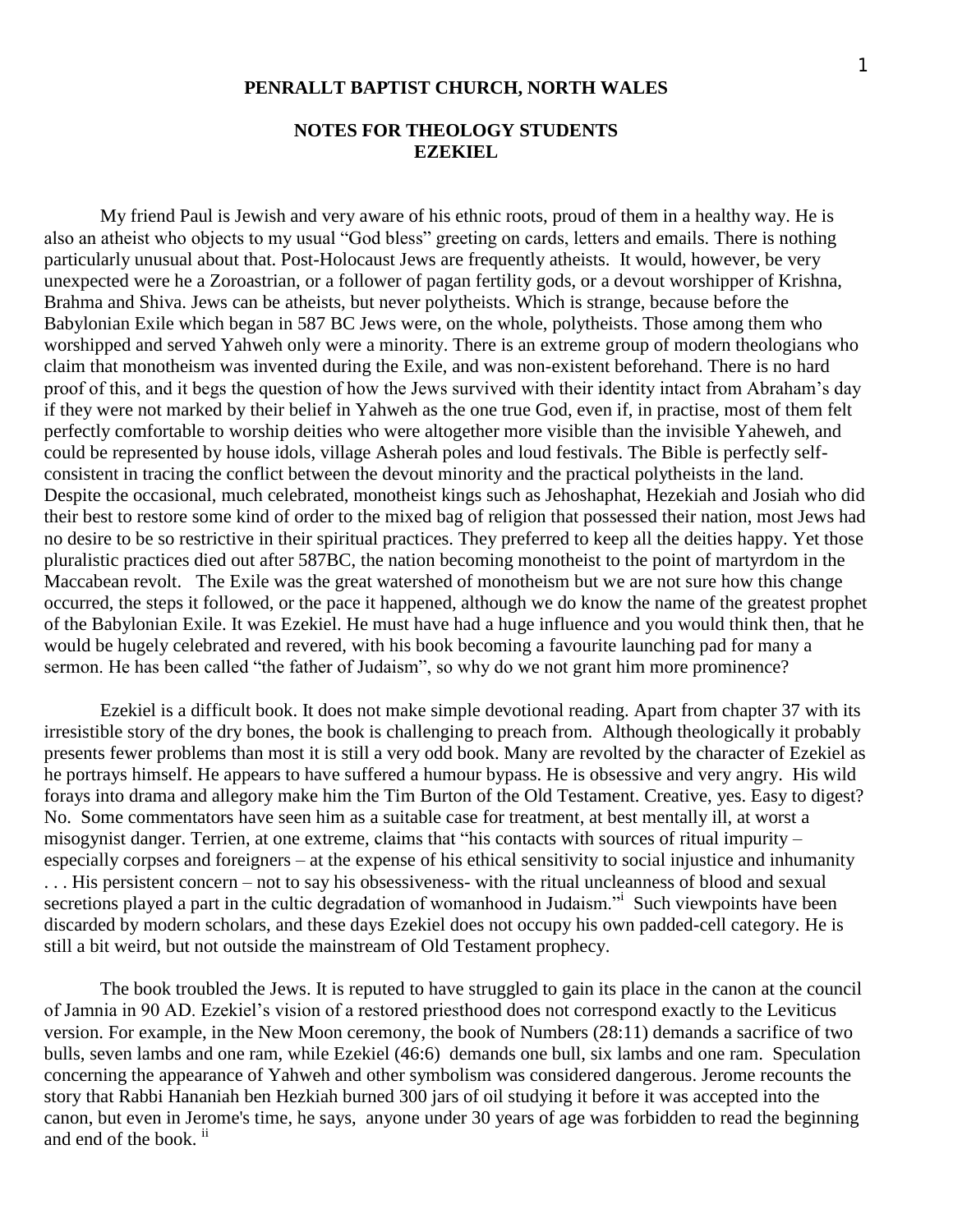**PENRALLT BAPTIST CHURCH, NORTH WALES**

**NOTES FOR THEOLOGY STUDENTS**
**EZEKIEL**

My friend Paul is Jewish and very aware of his ethnic roots, proud of them in a healthy way. He is also an atheist who objects to my usual "God bless" greeting on cards, letters and emails. There is nothing particularly unusual about that. Post-Holocaust Jews are frequently atheists. It would, however, be very unexpected were he a Zoroastrian, or a follower of pagan fertility gods, or a devout worshipper of Krishna, Brahma and Shiva. Jews can be atheists, but never polytheists. Which is strange, because before the Babylonian Exile which began in 587 BC Jews were, on the whole, polytheists. Those among them who worshipped and served Yahweh only were a minority. There is an extreme group of modern theologians who claim that monotheism was invented during the Exile, and was non-existent beforehand. There is no hard proof of this, and it begs the question of how the Jews survived with their identity intact from Abraham's day if they were not marked by their belief in Yahweh as the one true God, even if, in practise, most of them felt perfectly comfortable to worship deities who were altogether more visible than the invisible Yaheweh, and could be represented by house idols, village Asherah poles and loud festivals. The Bible is perfectly self-consistent in tracing the conflict between the devout minority and the practical polytheists in the land. Despite the occasional, much celebrated, monotheist kings such as Jehoshaphat, Hezekiah and Josiah who did their best to restore some kind of order to the mixed bag of religion that possessed their nation, most Jews had no desire to be so restrictive in their spiritual practices. They preferred to keep all the deities happy. Yet those pluralistic practices died out after 587BC, the nation becoming monotheist to the point of martyrdom in the Maccabean revolt. The Exile was the great watershed of monotheism but we are not sure how this change occurred, the steps it followed, or the pace it happened, although we do know the name of the greatest prophet of the Babylonian Exile. It was Ezekiel. He must have had a huge influence and you would think then, that he would be hugely celebrated and revered, with his book becoming a favourite launching pad for many a sermon. He has been called "the father of Judaism", so why do we not grant him more prominence?

Ezekiel is a difficult book. It does not make simple devotional reading. Apart from chapter 37 with its irresistible story of the dry bones, the book is challenging to preach from. Although theologically it probably presents fewer problems than most it is still a very odd book. Many are revolted by the character of Ezekiel as he portrays himself. He appears to have suffered a humour bypass. He is obsessive and very angry. His wild forays into drama and allegory make him the Tim Burton of the Old Testament. Creative, yes. Easy to digest? No. Some commentators have seen him as a suitable case for treatment, at best mentally ill, at worst a misogynist danger. Terrien, at one extreme, claims that "his contacts with sources of ritual impurity – especially corpses and foreigners – at the expense of his ethical sensitivity to social injustice and inhumanity . . . His persistent concern – not to say his obsessiveness- with the ritual uncleanness of blood and sexual secretions played a part in the cultic degradation of womanhood in Judaism."[i] Such viewpoints have been discarded by modern scholars, and these days Ezekiel does not occupy his own padded-cell category. He is still a bit weird, but not outside the mainstream of Old Testament prophecy.

The book troubled the Jews. It is reputed to have struggled to gain its place in the canon at the council of Jamnia in 90 AD. Ezekiel's vision of a restored priesthood does not correspond exactly to the Leviticus version. For example, in the New Moon ceremony, the book of Numbers (28:11) demands a sacrifice of two bulls, seven lambs and one ram, while Ezekiel (46:6) demands one bull, six lambs and one ram. Speculation concerning the appearance of Yahweh and other symbolism was considered dangerous. Jerome recounts the story that Rabbi Hananiah ben Hezkiah burned 300 jars of oil studying it before it was accepted into the canon, but even in Jerome's time, he says, anyone under 30 years of age was forbidden to read the beginning and end of the book.[ii]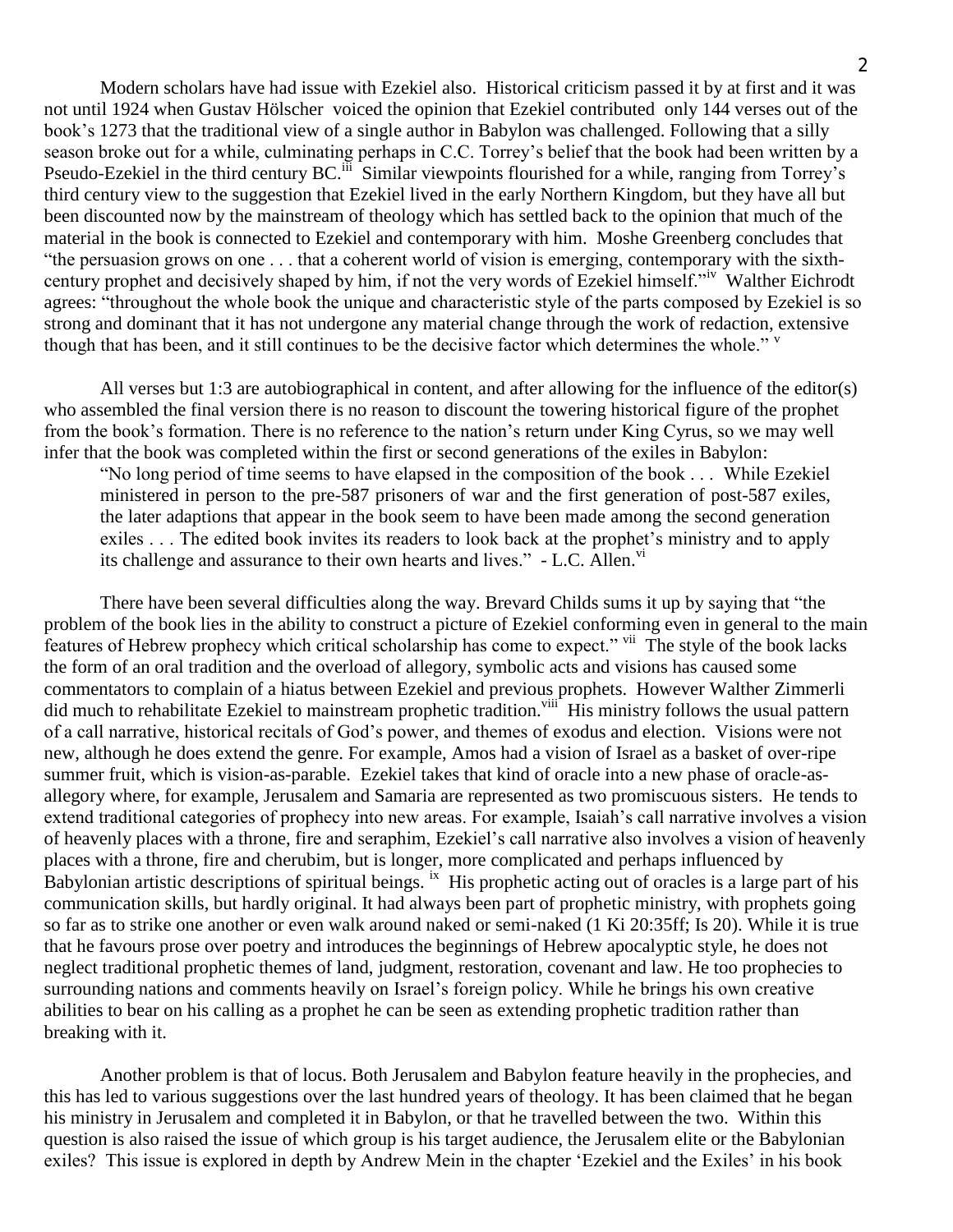Modern scholars have had issue with Ezekiel also. Historical criticism passed it by at first and it was not until 1924 when Gustav Hölscher voiced the opinion that Ezekiel contributed only 144 verses out of the book's 1273 that the traditional view of a single author in Babylon was challenged. Following that a silly season broke out for a while, culminating perhaps in C.C. Torrey's belief that the book had been written by a Pseudo-Ezekiel in the third century BC.[iii] Similar viewpoints flourished for a while, ranging from Torrey's third century view to the suggestion that Ezekiel lived in the early Northern Kingdom, but they have all but been discounted now by the mainstream of theology which has settled back to the opinion that much of the material in the book is connected to Ezekiel and contemporary with him. Moshe Greenberg concludes that "the persuasion grows on one . . . that a coherent world of vision is emerging, contemporary with the sixth-century prophet and decisively shaped by him, if not the very words of Ezekiel himself."[iv] Walther Eichrodt agrees: "throughout the whole book the unique and characteristic style of the parts composed by Ezekiel is so strong and dominant that it has not undergone any material change through the work of redaction, extensive though that has been, and it still continues to be the decisive factor which determines the whole." [v]

All verses but 1:3 are autobiographical in content, and after allowing for the influence of the editor(s) who assembled the final version there is no reason to discount the towering historical figure of the prophet from the book's formation. There is no reference to the nation's return under King Cyrus, so we may well infer that the book was completed within the first or second generations of the exiles in Babylon:

> "No long period of time seems to have elapsed in the composition of the book . . . While Ezekiel ministered in person to the pre-587 prisoners of war and the first generation of post-587 exiles, the later adaptions that appear in the book seem to have been made among the second generation exiles . . . The edited book invites its readers to look back at the prophet's ministry and to apply its challenge and assurance to their own hearts and lives." - L.C. Allen.[vi]

There have been several difficulties along the way. Brevard Childs sums it up by saying that "the problem of the book lies in the ability to construct a picture of Ezekiel conforming even in general to the main features of Hebrew prophecy which critical scholarship has come to expect." [vii] The style of the book lacks the form of an oral tradition and the overload of allegory, symbolic acts and visions has caused some commentators to complain of a hiatus between Ezekiel and previous prophets. However Walther Zimmerli did much to rehabilitate Ezekiel to mainstream prophetic tradition.[viii] His ministry follows the usual pattern of a call narrative, historical recitals of God's power, and themes of exodus and election. Visions were not new, although he does extend the genre. For example, Amos had a vision of Israel as a basket of over-ripe summer fruit, which is vision-as-parable. Ezekiel takes that kind of oracle into a new phase of oracle-as-allegory where, for example, Jerusalem and Samaria are represented as two promiscuous sisters. He tends to extend traditional categories of prophecy into new areas. For example, Isaiah's call narrative involves a vision of heavenly places with a throne, fire and seraphim, Ezekiel's call narrative also involves a vision of heavenly places with a throne, fire and cherubim, but is longer, more complicated and perhaps influenced by Babylonian artistic descriptions of spiritual beings. [ix] His prophetic acting out of oracles is a large part of his communication skills, but hardly original. It had always been part of prophetic ministry, with prophets going so far as to strike one another or even walk around naked or semi-naked (1 Ki 20:35ff; Is 20). While it is true that he favours prose over poetry and introduces the beginnings of Hebrew apocalyptic style, he does not neglect traditional prophetic themes of land, judgment, restoration, covenant and law. He too prophecies to surrounding nations and comments heavily on Israel's foreign policy. While he brings his own creative abilities to bear on his calling as a prophet he can be seen as extending prophetic tradition rather than breaking with it.

Another problem is that of locus. Both Jerusalem and Babylon feature heavily in the prophecies, and this has led to various suggestions over the last hundred years of theology. It has been claimed that he began his ministry in Jerusalem and completed it in Babylon, or that he travelled between the two. Within this question is also raised the issue of which group is his target audience, the Jerusalem elite or the Babylonian exiles? This issue is explored in depth by Andrew Mein in the chapter 'Ezekiel and the Exiles' in his book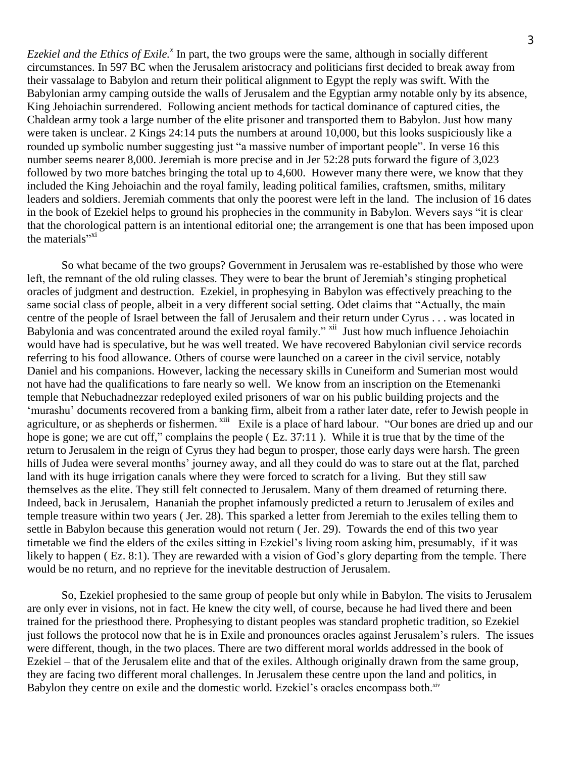*Ezekiel and the Ethics of Exile.*[x] In part, the two groups were the same, although in socially different circumstances. In 597 BC when the Jerusalem aristocracy and politicians first decided to break away from their vassalage to Babylon and return their political alignment to Egypt the reply was swift. With the Babylonian army camping outside the walls of Jerusalem and the Egyptian army notable only by its absence, King Jehoiachin surrendered. Following ancient methods for tactical dominance of captured cities, the Chaldean army took a large number of the elite prisoner and transported them to Babylon. Just how many were taken is unclear. 2 Kings 24:14 puts the numbers at around 10,000, but this looks suspiciously like a rounded up symbolic number suggesting just "a massive number of important people". In verse 16 this number seems nearer 8,000. Jeremiah is more precise and in Jer 52:28 puts forward the figure of 3,023 followed by two more batches bringing the total up to 4,600. However many there were, we know that they included the King Jehoiachin and the royal family, leading political families, craftsmen, smiths, military leaders and soldiers. Jeremiah comments that only the poorest were left in the land. The inclusion of 16 dates in the book of Ezekiel helps to ground his prophecies in the community in Babylon. Wevers says "it is clear that the chorological pattern is an intentional editorial one; the arrangement is one that has been imposed upon the materials"[xi]

So what became of the two groups? Government in Jerusalem was re-established by those who were left, the remnant of the old ruling classes. They were to bear the brunt of Jeremiah's stinging prophetical oracles of judgment and destruction. Ezekiel, in prophesying in Babylon was effectively preaching to the same social class of people, albeit in a very different social setting. Odet claims that "Actually, the main centre of the people of Israel between the fall of Jerusalem and their return under Cyrus . . . was located in Babylonia and was concentrated around the exiled royal family." [xii] Just how much influence Jehoiachin would have had is speculative, but he was well treated. We have recovered Babylonian civil service records referring to his food allowance. Others of course were launched on a career in the civil service, notably Daniel and his companions. However, lacking the necessary skills in Cuneiform and Sumerian most would not have had the qualifications to fare nearly so well. We know from an inscription on the Etemenanki temple that Nebuchadnezzar redeployed exiled prisoners of war on his public building projects and the 'murashu' documents recovered from a banking firm, albeit from a rather later date, refer to Jewish people in agriculture, or as shepherds or fishermen. [xiii] Exile is a place of hard labour. "Our bones are dried up and our hope is gone; we are cut off," complains the people ( Ez. 37:11 ). While it is true that by the time of the return to Jerusalem in the reign of Cyrus they had begun to prosper, those early days were harsh. The green hills of Judea were several months' journey away, and all they could do was to stare out at the flat, parched land with its huge irrigation canals where they were forced to scratch for a living. But they still saw themselves as the elite. They still felt connected to Jerusalem. Many of them dreamed of returning there. Indeed, back in Jerusalem, Hananiah the prophet infamously predicted a return to Jerusalem of exiles and temple treasure within two years ( Jer. 28). This sparked a letter from Jeremiah to the exiles telling them to settle in Babylon because this generation would not return ( Jer. 29). Towards the end of this two year timetable we find the elders of the exiles sitting in Ezekiel's living room asking him, presumably, if it was likely to happen ( Ez. 8:1). They are rewarded with a vision of God's glory departing from the temple. There would be no return, and no reprieve for the inevitable destruction of Jerusalem.

So, Ezekiel prophesied to the same group of people but only while in Babylon. The visits to Jerusalem are only ever in visions, not in fact. He knew the city well, of course, because he had lived there and been trained for the priesthood there. Prophesying to distant peoples was standard prophetic tradition, so Ezekiel just follows the protocol now that he is in Exile and pronounces oracles against Jerusalem's rulers. The issues were different, though, in the two places. There are two different moral worlds addressed in the book of Ezekiel – that of the Jerusalem elite and that of the exiles. Although originally drawn from the same group, they are facing two different moral challenges. In Jerusalem these centre upon the land and politics, in Babylon they centre on exile and the domestic world. Ezekiel's oracles encompass both.[xiv]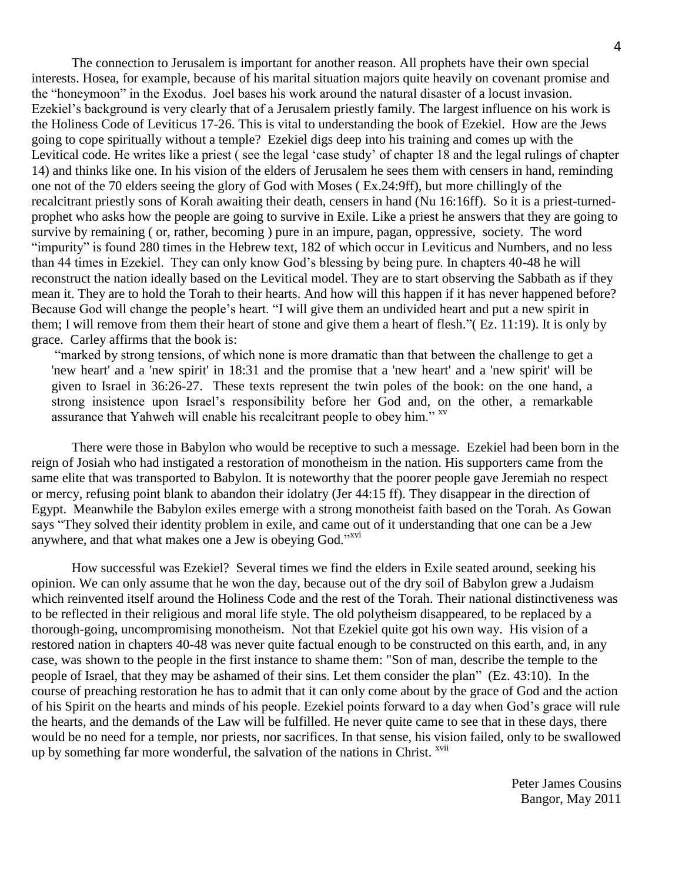The connection to Jerusalem is important for another reason. All prophets have their own special interests. Hosea, for example, because of his marital situation majors quite heavily on covenant promise and the "honeymoon" in the Exodus. Joel bases his work around the natural disaster of a locust invasion. Ezekiel's background is very clearly that of a Jerusalem priestly family. The largest influence on his work is the Holiness Code of Leviticus 17-26. This is vital to understanding the book of Ezekiel. How are the Jews going to cope spiritually without a temple? Ezekiel digs deep into his training and comes up with the Levitical code. He writes like a priest ( see the legal 'case study' of chapter 18 and the legal rulings of chapter 14) and thinks like one. In his vision of the elders of Jerusalem he sees them with censers in hand, reminding one not of the 70 elders seeing the glory of God with Moses ( Ex.24:9ff), but more chillingly of the recalcitrant priestly sons of Korah awaiting their death, censers in hand (Nu 16:16ff). So it is a priest-turned-prophet who asks how the people are going to survive in Exile. Like a priest he answers that they are going to survive by remaining ( or, rather, becoming ) pure in an impure, pagan, oppressive, society. The word "impurity" is found 280 times in the Hebrew text, 182 of which occur in Leviticus and Numbers, and no less than 44 times in Ezekiel. They can only know God's blessing by being pure. In chapters 40-48 he will reconstruct the nation ideally based on the Levitical model. They are to start observing the Sabbath as if they mean it. They are to hold the Torah to their hearts. And how will this happen if it has never happened before? Because God will change the people's heart. "I will give them an undivided heart and put a new spirit in them; I will remove from them their heart of stone and give them a heart of flesh."( Ez. 11:19). It is only by grace. Carley affirms that the book is:

> "marked by strong tensions, of which none is more dramatic than that between the challenge to get a 'new heart' and a 'new spirit' in 18:31 and the promise that a 'new heart' and a 'new spirit' will be given to Israel in 36:26-27. These texts represent the twin poles of the book: on the one hand, a strong insistence upon Israel's responsibility before her God and, on the other, a remarkable assurance that Yahweh will enable his recalcitrant people to obey him." [xv]

There were those in Babylon who would be receptive to such a message. Ezekiel had been born in the reign of Josiah who had instigated a restoration of monotheism in the nation. His supporters came from the same elite that was transported to Babylon. It is noteworthy that the poorer people gave Jeremiah no respect or mercy, refusing point blank to abandon their idolatry (Jer 44:15 ff). They disappear in the direction of Egypt. Meanwhile the Babylon exiles emerge with a strong monotheist faith based on the Torah. As Gowan says "They solved their identity problem in exile, and came out of it understanding that one can be a Jew anywhere, and that what makes one a Jew is obeying God."[xvi]

How successful was Ezekiel? Several times we find the elders in Exile seated around, seeking his opinion. We can only assume that he won the day, because out of the dry soil of Babylon grew a Judaism which reinvented itself around the Holiness Code and the rest of the Torah. Their national distinctiveness was to be reflected in their religious and moral life style. The old polytheism disappeared, to be replaced by a thorough-going, uncompromising monotheism. Not that Ezekiel quite got his own way. His vision of a restored nation in chapters 40-48 was never quite factual enough to be constructed on this earth, and, in any case, was shown to the people in the first instance to shame them: "Son of man, describe the temple to the people of Israel, that they may be ashamed of their sins. Let them consider the plan" (Ez. 43:10). In the course of preaching restoration he has to admit that it can only come about by the grace of God and the action of his Spirit on the hearts and minds of his people. Ezekiel points forward to a day when God's grace will rule the hearts, and the demands of the Law will be fulfilled. He never quite came to see that in these days, there would be no need for a temple, nor priests, nor sacrifices. In that sense, his vision failed, only to be swallowed up by something far more wonderful, the salvation of the nations in Christ. [xvii]

Peter James Cousins
Bangor, May 2011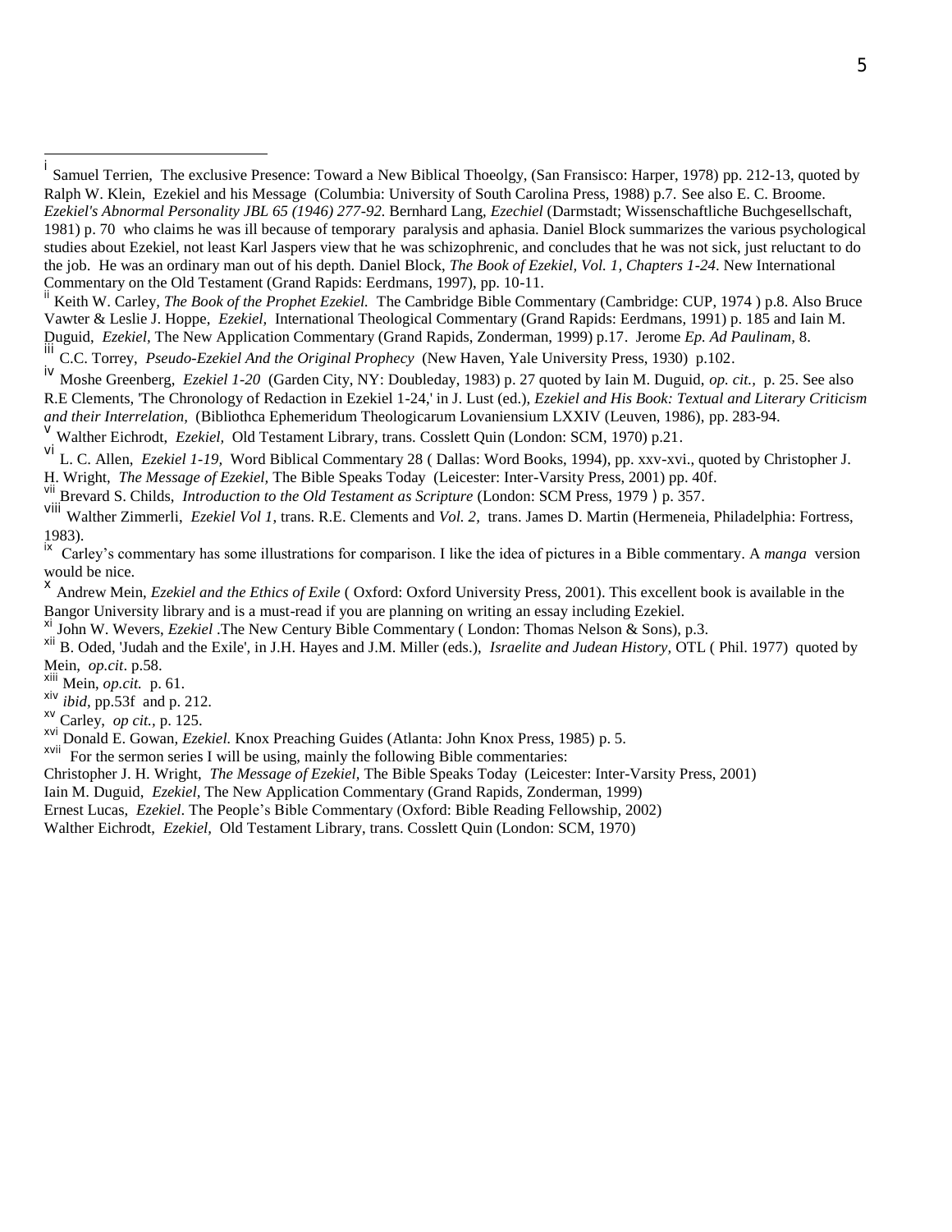[i] Samuel Terrien, The exclusive Presence: Toward a New Biblical Thoeolgy, (San Fransisco: Harper, 1978) pp. 212-13, quoted by Ralph W. Klein, Ezekiel and his Message (Columbia: University of South Carolina Press, 1988) p.7. See also E. C. Broome. *Ezekiel's Abnormal Personality JBL 65 (1946) 277-92.* Bernhard Lang, *Ezechiel* (Darmstadt; Wissenschaftliche Buchgesellschaft, 1981) p. 70 who claims he was ill because of temporary paralysis and aphasia. Daniel Block summarizes the various psychological studies about Ezekiel, not least Karl Jaspers view that he was schizophrenic, and concludes that he was not sick, just reluctant to do the job. He was an ordinary man out of his depth. Daniel Block, *The Book of Ezekiel, Vol. 1, Chapters 1-24*. New International Commentary on the Old Testament (Grand Rapids: Eerdmans, 1997), pp. 10-11.

[ii] Keith W. Carley, *The Book of the Prophet Ezekiel.* The Cambridge Bible Commentary (Cambridge: CUP, 1974 ) p.8. Also Bruce Vawter & Leslie J. Hoppe, *Ezekiel,* International Theological Commentary (Grand Rapids: Eerdmans, 1991) p. 185 and Iain M. Duguid, *Ezekiel,* The New Application Commentary (Grand Rapids, Zonderman, 1999) p.17. Jerome *Ep. Ad Paulinam,* 8.

[iii] C.C. Torrey, *Pseudo-Ezekiel And the Original Prophecy* (New Haven, Yale University Press, 1930) p.102.

[iv] Moshe Greenberg, *Ezekiel 1-20* (Garden City, NY: Doubleday, 1983) p. 27 quoted by Iain M. Duguid, *op. cit.,* p. 25. See also R.E Clements, 'The Chronology of Redaction in Ezekiel 1-24,' in J. Lust (ed.), *Ezekiel and His Book: Textual and Literary Criticism and their Interrelation,* (Bibliothca Ephemeridum Theologicarum Lovaniensium LXXIV (Leuven, 1986), pp. 283-94.

[v] Walther Eichrodt, *Ezekiel,* Old Testament Library, trans. Cosslett Quin (London: SCM, 1970) p.21.

[vi] L. C. Allen, *Ezekiel 1-19,* Word Biblical Commentary 28 ( Dallas: Word Books, 1994), pp. xxv-xvi., quoted by Christopher J. H. Wright, *The Message of Ezekiel,* The Bible Speaks Today (Leicester: Inter-Varsity Press, 2001) pp. 40f.

[vii] Brevard S. Childs, *Introduction to the Old Testament as Scripture* (London: SCM Press, 1979 ) p. 357.

[viii] Walther Zimmerli, *Ezekiel Vol 1*, trans. R.E. Clements and *Vol. 2,* trans. James D. Martin (Hermeneia, Philadelphia: Fortress, 1983).

[ix] Carley's commentary has some illustrations for comparison. I like the idea of pictures in a Bible commentary. A *manga* version would be nice.

[x] Andrew Mein, *Ezekiel and the Ethics of Exile* ( Oxford: Oxford University Press, 2001). This excellent book is available in the Bangor University library and is a must-read if you are planning on writing an essay including Ezekiel.

[xi] John W. Wevers, *Ezekiel* .The New Century Bible Commentary ( London: Thomas Nelson & Sons), p.3.

[xii] B. Oded, 'Judah and the Exile', in J.H. Hayes and J.M. Miller (eds.), *Israelite and Judean History,* OTL ( Phil. 1977) quoted by Mein, *op.cit*. p.58.

[xiii] Mein, *op.cit.* p. 61.

[xiv] *ibid,* pp.53f and p. 212.

[xv] Carley, *op cit.,* p. 125.

[xvi] Donald E. Gowan, *Ezekiel.* Knox Preaching Guides (Atlanta: John Knox Press, 1985) p. 5.

[xvii] For the sermon series I will be using, mainly the following Bible commentaries:

Christopher J. H. Wright, *The Message of Ezekiel,* The Bible Speaks Today (Leicester: Inter-Varsity Press, 2001)

Iain M. Duguid, *Ezekiel,* The New Application Commentary (Grand Rapids, Zonderman, 1999)

Ernest Lucas, *Ezekiel*. The People's Bible Commentary (Oxford: Bible Reading Fellowship, 2002)

Walther Eichrodt, *Ezekiel,* Old Testament Library, trans. Cosslett Quin (London: SCM, 1970)